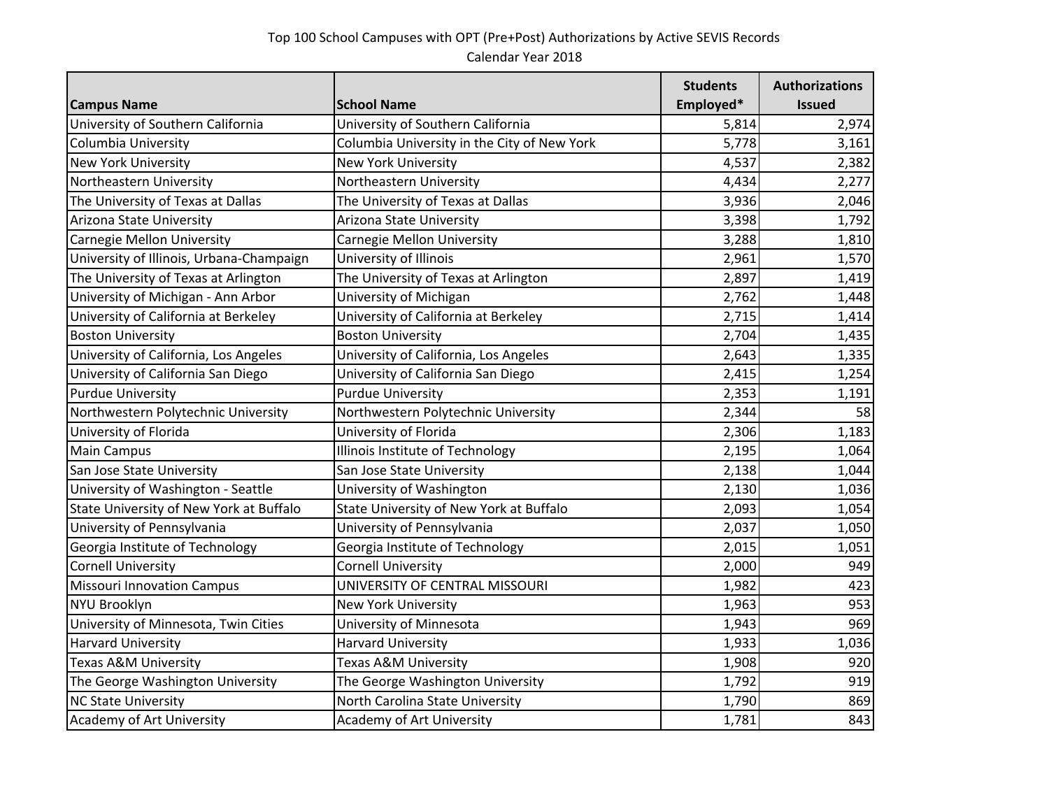Top 100 School Campuses with OPT (Pre+Post) Authorizations by Active SEVIS Records

Calendar Year 2018

| Campus Name | School Name | Students Employed* | Authorizations Issued |
|---|---|---|---|
| University of Southern California | University of Southern California | 5,814 | 2,974 |
| Columbia University | Columbia University in the City of New York | 5,778 | 3,161 |
| New York University | New York University | 4,537 | 2,382 |
| Northeastern University | Northeastern University | 4,434 | 2,277 |
| The University of Texas at Dallas | The University of Texas at Dallas | 3,936 | 2,046 |
| Arizona State University | Arizona State University | 3,398 | 1,792 |
| Carnegie Mellon University | Carnegie Mellon University | 3,288 | 1,810 |
| University of Illinois, Urbana-Champaign | University of Illinois | 2,961 | 1,570 |
| The University of Texas at Arlington | The University of Texas at Arlington | 2,897 | 1,419 |
| University of Michigan - Ann Arbor | University of Michigan | 2,762 | 1,448 |
| University of California at Berkeley | University of California at Berkeley | 2,715 | 1,414 |
| Boston University | Boston University | 2,704 | 1,435 |
| University of California, Los Angeles | University of California, Los Angeles | 2,643 | 1,335 |
| University of California San Diego | University of California San Diego | 2,415 | 1,254 |
| Purdue University | Purdue University | 2,353 | 1,191 |
| Northwestern Polytechnic University | Northwestern Polytechnic University | 2,344 | 58 |
| University of Florida | University of Florida | 2,306 | 1,183 |
| Main Campus | Illinois Institute of Technology | 2,195 | 1,064 |
| San Jose State University | San Jose State University | 2,138 | 1,044 |
| University of Washington - Seattle | University of Washington | 2,130 | 1,036 |
| State University of New York at Buffalo | State University of New York at Buffalo | 2,093 | 1,054 |
| University of Pennsylvania | University of Pennsylvania | 2,037 | 1,050 |
| Georgia Institute of Technology | Georgia Institute of Technology | 2,015 | 1,051 |
| Cornell University | Cornell University | 2,000 | 949 |
| Missouri Innovation Campus | UNIVERSITY OF CENTRAL MISSOURI | 1,982 | 423 |
| NYU Brooklyn | New York University | 1,963 | 953 |
| University of Minnesota, Twin Cities | University of Minnesota | 1,943 | 969 |
| Harvard University | Harvard University | 1,933 | 1,036 |
| Texas A&M University | Texas A&M University | 1,908 | 920 |
| The George Washington University | The George Washington University | 1,792 | 919 |
| NC State University | North Carolina State University | 1,790 | 869 |
| Academy of Art University | Academy of Art University | 1,781 | 843 |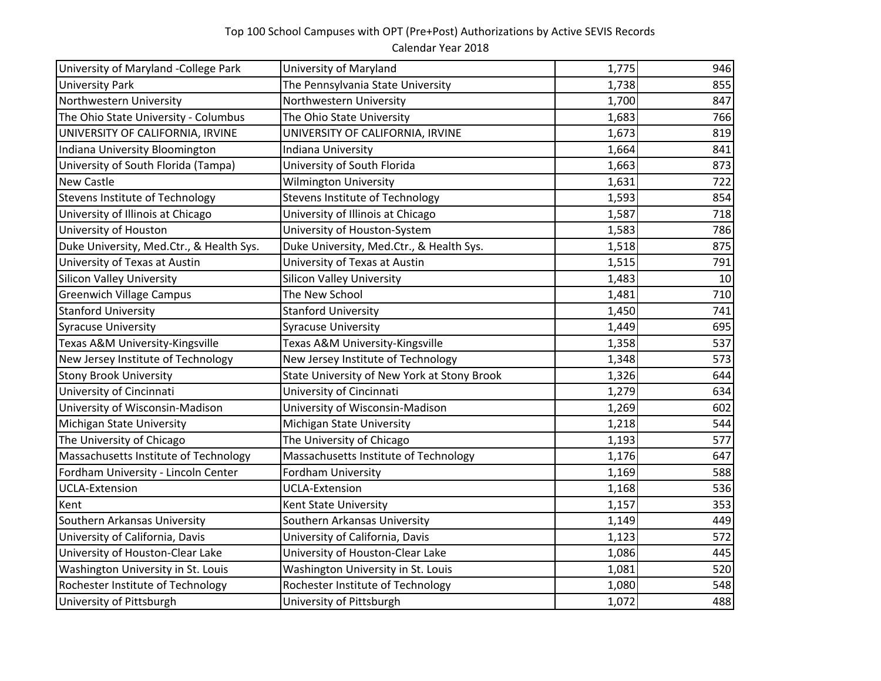Top 100 School Campuses with OPT (Pre+Post) Authorizations by Active SEVIS Records

Calendar Year 2018

| | | | |
|---|---|---:|---:|
| University of Maryland -College Park | University of Maryland | 1,775 | 946 |
| University Park | The Pennsylvania State University | 1,738 | 855 |
| Northwestern University | Northwestern University | 1,700 | 847 |
| The Ohio State University - Columbus | The Ohio State University | 1,683 | 766 |
| UNIVERSITY OF CALIFORNIA, IRVINE | UNIVERSITY OF CALIFORNIA, IRVINE | 1,673 | 819 |
| Indiana University Bloomington | Indiana University | 1,664 | 841 |
| University of South Florida (Tampa) | University of South Florida | 1,663 | 873 |
| New Castle | Wilmington University | 1,631 | 722 |
| Stevens Institute of Technology | Stevens Institute of Technology | 1,593 | 854 |
| University of Illinois at Chicago | University of Illinois at Chicago | 1,587 | 718 |
| University of Houston | University of Houston-System | 1,583 | 786 |
| Duke University, Med.Ctr., & Health Sys. | Duke University, Med.Ctr., & Health Sys. | 1,518 | 875 |
| University of Texas at Austin | University of Texas at Austin | 1,515 | 791 |
| Silicon Valley University | Silicon Valley University | 1,483 | 10 |
| Greenwich Village Campus | The New School | 1,481 | 710 |
| Stanford University | Stanford University | 1,450 | 741 |
| Syracuse University | Syracuse University | 1,449 | 695 |
| Texas A&M University-Kingsville | Texas A&M University-Kingsville | 1,358 | 537 |
| New Jersey Institute of Technology | New Jersey Institute of Technology | 1,348 | 573 |
| Stony Brook University | State University of New York at Stony Brook | 1,326 | 644 |
| University of Cincinnati | University of Cincinnati | 1,279 | 634 |
| University of Wisconsin-Madison | University of Wisconsin-Madison | 1,269 | 602 |
| Michigan State University | Michigan State University | 1,218 | 544 |
| The University of Chicago | The University of Chicago | 1,193 | 577 |
| Massachusetts Institute of Technology | Massachusetts Institute of Technology | 1,176 | 647 |
| Fordham University - Lincoln Center | Fordham University | 1,169 | 588 |
| UCLA-Extension | UCLA-Extension | 1,168 | 536 |
| Kent | Kent State University | 1,157 | 353 |
| Southern Arkansas University | Southern Arkansas University | 1,149 | 449 |
| University of California, Davis | University of California, Davis | 1,123 | 572 |
| University of Houston-Clear Lake | University of Houston-Clear Lake | 1,086 | 445 |
| Washington University in St. Louis | Washington University in St. Louis | 1,081 | 520 |
| Rochester Institute of Technology | Rochester Institute of Technology | 1,080 | 548 |
| University of Pittsburgh | University of Pittsburgh | 1,072 | 488 |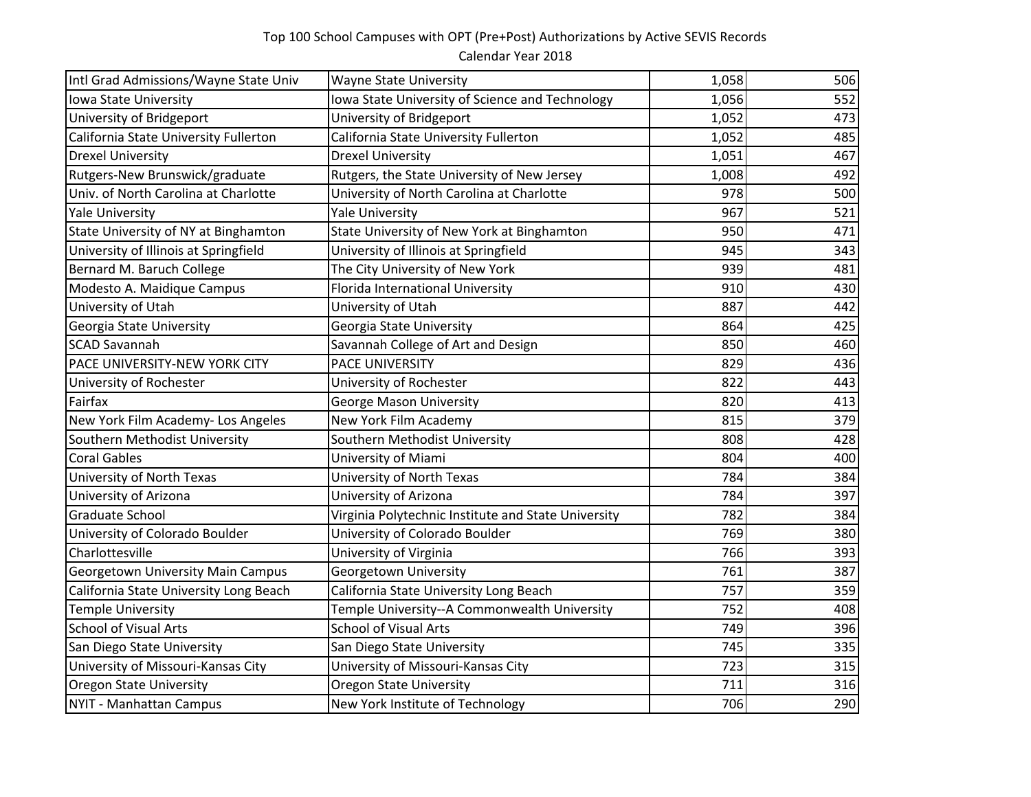Top 100 School Campuses with OPT (Pre+Post) Authorizations by Active SEVIS Records

Calendar Year 2018

| | | | |
|---|---|---|---|
| Intl Grad Admissions/Wayne State Univ | Wayne State University | 1,058 | 506 |
| Iowa State University | Iowa State University of Science and Technology | 1,056 | 552 |
| University of Bridgeport | University of Bridgeport | 1,052 | 473 |
| California State University Fullerton | California State University Fullerton | 1,052 | 485 |
| Drexel University | Drexel University | 1,051 | 467 |
| Rutgers-New Brunswick/graduate | Rutgers, the State University of New Jersey | 1,008 | 492 |
| Univ. of North Carolina at Charlotte | University of North Carolina at Charlotte | 978 | 500 |
| Yale University | Yale University | 967 | 521 |
| State University of NY at Binghamton | State University of New York at Binghamton | 950 | 471 |
| University of Illinois at Springfield | University of Illinois at Springfield | 945 | 343 |
| Bernard M. Baruch College | The City University of New York | 939 | 481 |
| Modesto A. Maidique Campus | Florida International University | 910 | 430 |
| University of Utah | University of Utah | 887 | 442 |
| Georgia State University | Georgia State University | 864 | 425 |
| SCAD Savannah | Savannah College of Art and Design | 850 | 460 |
| PACE UNIVERSITY-NEW YORK CITY | PACE UNIVERSITY | 829 | 436 |
| University of Rochester | University of Rochester | 822 | 443 |
| Fairfax | George Mason University | 820 | 413 |
| New York Film Academy- Los Angeles | New York Film Academy | 815 | 379 |
| Southern Methodist University | Southern Methodist University | 808 | 428 |
| Coral Gables | University of Miami | 804 | 400 |
| University of North Texas | University of North Texas | 784 | 384 |
| University of Arizona | University of Arizona | 784 | 397 |
| Graduate School | Virginia Polytechnic Institute and State University | 782 | 384 |
| University of Colorado Boulder | University of Colorado Boulder | 769 | 380 |
| Charlottesville | University of Virginia | 766 | 393 |
| Georgetown University Main Campus | Georgetown University | 761 | 387 |
| California State University Long Beach | California State University Long Beach | 757 | 359 |
| Temple University | Temple University--A Commonwealth University | 752 | 408 |
| School of Visual Arts | School of Visual Arts | 749 | 396 |
| San Diego State University | San Diego State University | 745 | 335 |
| University of Missouri-Kansas City | University of Missouri-Kansas City | 723 | 315 |
| Oregon State University | Oregon State University | 711 | 316 |
| NYIT - Manhattan Campus | New York Institute of Technology | 706 | 290 |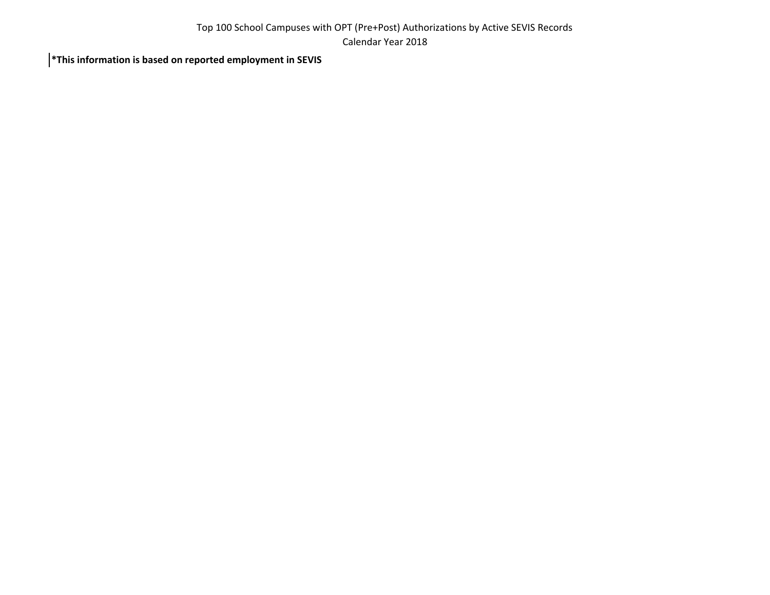*This information is based on reported employment in SEVIS